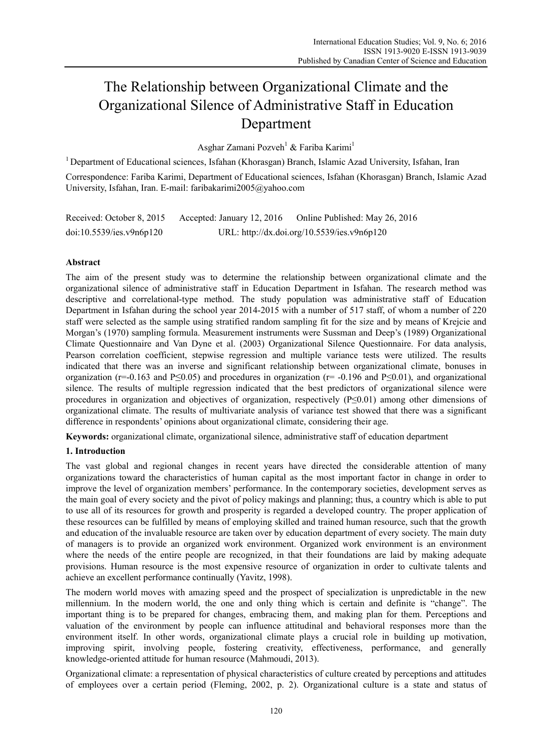# The Relationship between Organizational Climate and the Organizational Silence of Administrative Staff in Education Department

Asghar Zamani Pozveh[1] & Fariba Karimi[1]

[1] Department of Educational sciences, Isfahan (Khorasgan) Branch, Islamic Azad University, Isfahan, Iran

Correspondence: Fariba Karimi, Department of Educational sciences, Isfahan (Khorasgan) Branch, Islamic Azad University, Isfahan, Iran. E-mail: faribakarimi2005@yahoo.com

Received: October 8, 2015 Accepted: January 12, 2016 Online Published: May 26, 2016

doi:10.5539/ies.v9n6p120 URL: http://dx.doi.org/10.5539/ies.v9n6p120

## Abstract

The aim of the present study was to determine the relationship between organizational climate and the organizational silence of administrative staff in Education Department in Isfahan. The research method was descriptive and correlational-type method. The study population was administrative staff of Education Department in Isfahan during the school year 2014-2015 with a number of 517 staff, of whom a number of 220 staff were selected as the sample using stratified random sampling fit for the size and by means of Krejcie and Morgan's (1970) sampling formula. Measurement instruments were Sussman and Deep's (1989) Organizational Climate Questionnaire and Van Dyne et al. (2003) Organizational Silence Questionnaire. For data analysis, Pearson correlation coefficient, stepwise regression and multiple variance tests were utilized. The results indicated that there was an inverse and significant relationship between organizational climate, bonuses in organization ($r=-0.163$ and $P\leq0.05$) and procedures in organization ($r= -0.196$ and $P\leq0.01$), and organizational silence. The results of multiple regression indicated that the best predictors of organizational silence were procedures in organization and objectives of organization, respectively ($P\leq0.01$) among other dimensions of organizational climate. The results of multivariate analysis of variance test showed that there was a significant difference in respondents' opinions about organizational climate, considering their age.

**Keywords:** organizational climate, organizational silence, administrative staff of education department

## 1. Introduction

The vast global and regional changes in recent years have directed the considerable attention of many organizations toward the characteristics of human capital as the most important factor in change in order to improve the level of organization members' performance. In the contemporary societies, development serves as the main goal of every society and the pivot of policy makings and planning; thus, a country which is able to put to use all of its resources for growth and prosperity is regarded a developed country. The proper application of these resources can be fulfilled by means of employing skilled and trained human resource, such that the growth and education of the invaluable resource are taken over by education department of every society. The main duty of managers is to provide an organized work environment. Organized work environment is an environment where the needs of the entire people are recognized, in that their foundations are laid by making adequate provisions. Human resource is the most expensive resource of organization in order to cultivate talents and achieve an excellent performance continually (Yavitz, 1998).

The modern world moves with amazing speed and the prospect of specialization is unpredictable in the new millennium. In the modern world, the one and only thing which is certain and definite is "change". The important thing is to be prepared for changes, embracing them, and making plan for them. Perceptions and valuation of the environment by people can influence attitudinal and behavioral responses more than the environment itself. In other words, organizational climate plays a crucial role in building up motivation, improving spirit, involving people, fostering creativity, effectiveness, performance, and generally knowledge-oriented attitude for human resource (Mahmoudi, 2013).

Organizational climate: a representation of physical characteristics of culture created by perceptions and attitudes of employees over a certain period (Fleming, 2002, p. 2). Organizational culture is a state and status of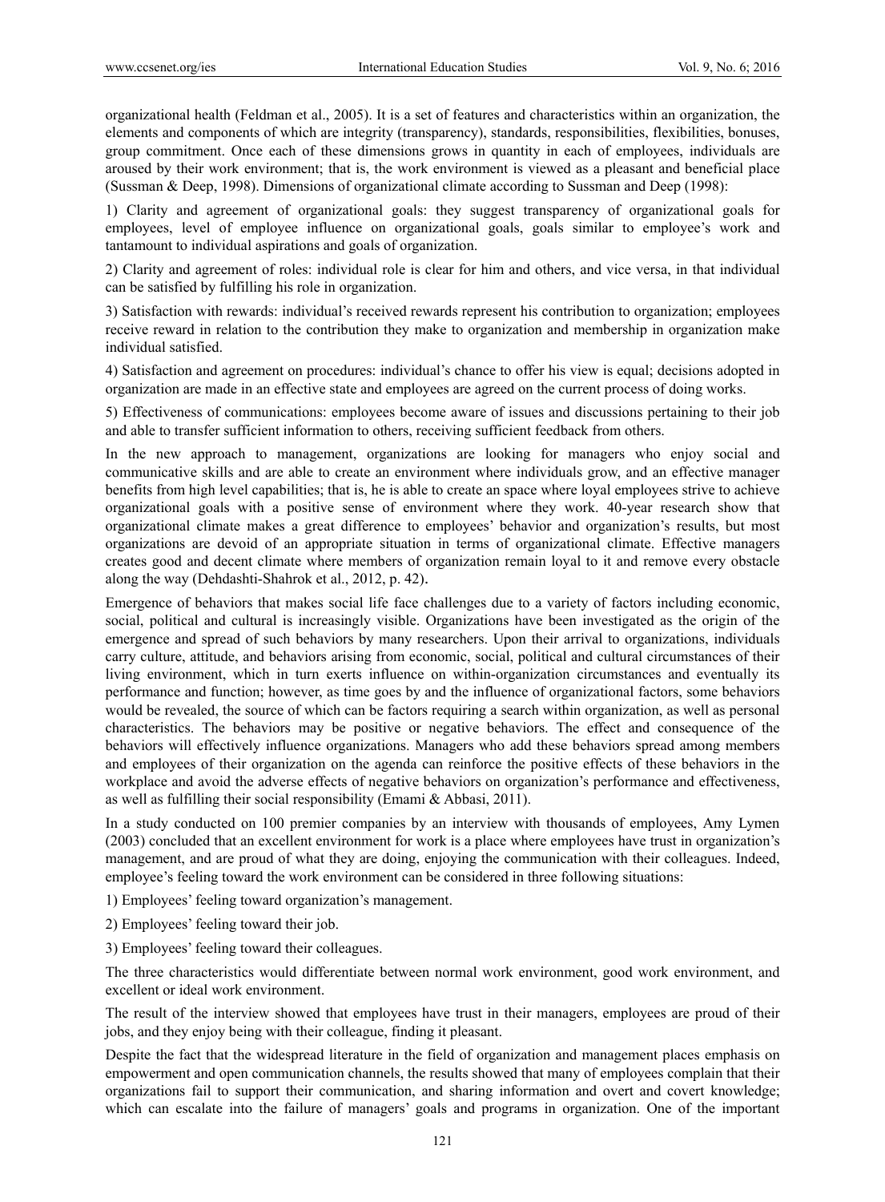organizational health (Feldman et al., 2005). It is a set of features and characteristics within an organization, the elements and components of which are integrity (transparency), standards, responsibilities, flexibilities, bonuses, group commitment. Once each of these dimensions grows in quantity in each of employees, individuals are aroused by their work environment; that is, the work environment is viewed as a pleasant and beneficial place (Sussman & Deep, 1998). Dimensions of organizational climate according to Sussman and Deep (1998):

1) Clarity and agreement of organizational goals: they suggest transparency of organizational goals for employees, level of employee influence on organizational goals, goals similar to employee's work and tantamount to individual aspirations and goals of organization.

2) Clarity and agreement of roles: individual role is clear for him and others, and vice versa, in that individual can be satisfied by fulfilling his role in organization.

3) Satisfaction with rewards: individual's received rewards represent his contribution to organization; employees receive reward in relation to the contribution they make to organization and membership in organization make individual satisfied.

4) Satisfaction and agreement on procedures: individual's chance to offer his view is equal; decisions adopted in organization are made in an effective state and employees are agreed on the current process of doing works.

5) Effectiveness of communications: employees become aware of issues and discussions pertaining to their job and able to transfer sufficient information to others, receiving sufficient feedback from others.

In the new approach to management, organizations are looking for managers who enjoy social and communicative skills and are able to create an environment where individuals grow, and an effective manager benefits from high level capabilities; that is, he is able to create an space where loyal employees strive to achieve organizational goals with a positive sense of environment where they work. 40-year research show that organizational climate makes a great difference to employees' behavior and organization's results, but most organizations are devoid of an appropriate situation in terms of organizational climate. Effective managers creates good and decent climate where members of organization remain loyal to it and remove every obstacle along the way (Dehdashti-Shahrok et al., 2012, p. 42).

Emergence of behaviors that makes social life face challenges due to a variety of factors including economic, social, political and cultural is increasingly visible. Organizations have been investigated as the origin of the emergence and spread of such behaviors by many researchers. Upon their arrival to organizations, individuals carry culture, attitude, and behaviors arising from economic, social, political and cultural circumstances of their living environment, which in turn exerts influence on within-organization circumstances and eventually its performance and function; however, as time goes by and the influence of organizational factors, some behaviors would be revealed, the source of which can be factors requiring a search within organization, as well as personal characteristics. The behaviors may be positive or negative behaviors. The effect and consequence of the behaviors will effectively influence organizations. Managers who add these behaviors spread among members and employees of their organization on the agenda can reinforce the positive effects of these behaviors in the workplace and avoid the adverse effects of negative behaviors on organization's performance and effectiveness, as well as fulfilling their social responsibility (Emami & Abbasi, 2011).

In a study conducted on 100 premier companies by an interview with thousands of employees, Amy Lymen (2003) concluded that an excellent environment for work is a place where employees have trust in organization's management, and are proud of what they are doing, enjoying the communication with their colleagues. Indeed, employee's feeling toward the work environment can be considered in three following situations:

1) Employees' feeling toward organization's management.

2) Employees' feeling toward their job.

3) Employees' feeling toward their colleagues.

The three characteristics would differentiate between normal work environment, good work environment, and excellent or ideal work environment.

The result of the interview showed that employees have trust in their managers, employees are proud of their jobs, and they enjoy being with their colleague, finding it pleasant.

Despite the fact that the widespread literature in the field of organization and management places emphasis on empowerment and open communication channels, the results showed that many of employees complain that their organizations fail to support their communication, and sharing information and overt and covert knowledge; which can escalate into the failure of managers' goals and programs in organization. One of the important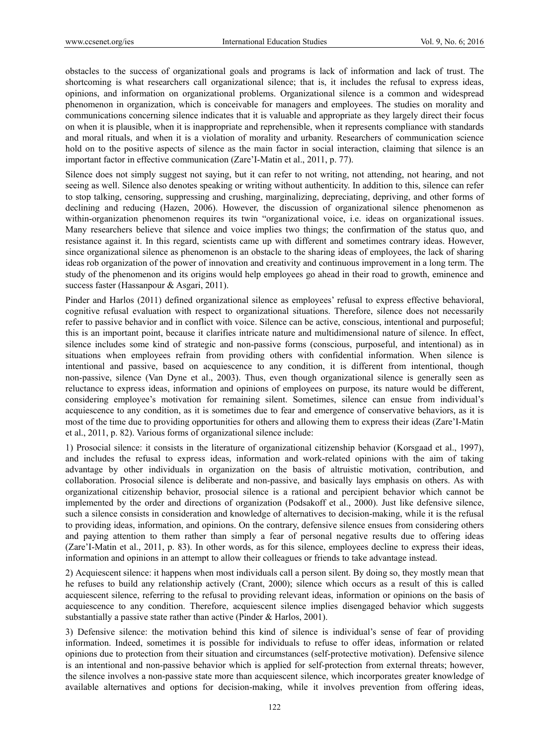obstacles to the success of organizational goals and programs is lack of information and lack of trust. The shortcoming is what researchers call organizational silence; that is, it includes the refusal to express ideas, opinions, and information on organizational problems. Organizational silence is a common and widespread phenomenon in organization, which is conceivable for managers and employees. The studies on morality and communications concerning silence indicates that it is valuable and appropriate as they largely direct their focus on when it is plausible, when it is inappropriate and reprehensible, when it represents compliance with standards and moral rituals, and when it is a violation of morality and urbanity. Researchers of communication science hold on to the positive aspects of silence as the main factor in social interaction, claiming that silence is an important factor in effective communication (Zare'I-Matin et al., 2011, p. 77).

Silence does not simply suggest not saying, but it can refer to not writing, not attending, not hearing, and not seeing as well. Silence also denotes speaking or writing without authenticity. In addition to this, silence can refer to stop talking, censoring, suppressing and crushing, marginalizing, depreciating, depriving, and other forms of declining and reducing (Hazen, 2006). However, the discussion of organizational silence phenomenon as within-organization phenomenon requires its twin "organizational voice, i.e. ideas on organizational issues. Many researchers believe that silence and voice implies two things; the confirmation of the status quo, and resistance against it. In this regard, scientists came up with different and sometimes contrary ideas. However, since organizational silence as phenomenon is an obstacle to the sharing ideas of employees, the lack of sharing ideas rob organization of the power of innovation and creativity and continuous improvement in a long term. The study of the phenomenon and its origins would help employees go ahead in their road to growth, eminence and success faster (Hassanpour & Asgari, 2011).

Pinder and Harlos (2011) defined organizational silence as employees' refusal to express effective behavioral, cognitive refusal evaluation with respect to organizational situations. Therefore, silence does not necessarily refer to passive behavior and in conflict with voice. Silence can be active, conscious, intentional and purposeful; this is an important point, because it clarifies intricate nature and multidimensional nature of silence. In effect, silence includes some kind of strategic and non-passive forms (conscious, purposeful, and intentional) as in situations when employees refrain from providing others with confidential information. When silence is intentional and passive, based on acquiescence to any condition, it is different from intentional, though non-passive, silence (Van Dyne et al., 2003). Thus, even though organizational silence is generally seen as reluctance to express ideas, information and opinions of employees on purpose, its nature would be different, considering employee's motivation for remaining silent. Sometimes, silence can ensue from individual's acquiescence to any condition, as it is sometimes due to fear and emergence of conservative behaviors, as it is most of the time due to providing opportunities for others and allowing them to express their ideas (Zare'I-Matin et al., 2011, p. 82). Various forms of organizational silence include:

1) Prosocial silence: it consists in the literature of organizational citizenship behavior (Korsgaad et al., 1997), and includes the refusal to express ideas, information and work-related opinions with the aim of taking advantage by other individuals in organization on the basis of altruistic motivation, contribution, and collaboration. Prosocial silence is deliberate and non-passive, and basically lays emphasis on others. As with organizational citizenship behavior, prosocial silence is a rational and percipient behavior which cannot be implemented by the order and directions of organization (Podsakoff et al., 2000). Just like defensive silence, such a silence consists in consideration and knowledge of alternatives to decision-making, while it is the refusal to providing ideas, information, and opinions. On the contrary, defensive silence ensues from considering others and paying attention to them rather than simply a fear of personal negative results due to offering ideas (Zare'I-Matin et al., 2011, p. 83). In other words, as for this silence, employees decline to express their ideas, information and opinions in an attempt to allow their colleagues or friends to take advantage instead.

2) Acquiescent silence: it happens when most individuals call a person silent. By doing so, they mostly mean that he refuses to build any relationship actively (Crant, 2000); silence which occurs as a result of this is called acquiescent silence, referring to the refusal to providing relevant ideas, information or opinions on the basis of acquiescence to any condition. Therefore, acquiescent silence implies disengaged behavior which suggests substantially a passive state rather than active (Pinder & Harlos, 2001).

3) Defensive silence: the motivation behind this kind of silence is individual's sense of fear of providing information. Indeed, sometimes it is possible for individuals to refuse to offer ideas, information or related opinions due to protection from their situation and circumstances (self-protective motivation). Defensive silence is an intentional and non-passive behavior which is applied for self-protection from external threats; however, the silence involves a non-passive state more than acquiescent silence, which incorporates greater knowledge of available alternatives and options for decision-making, while it involves prevention from offering ideas,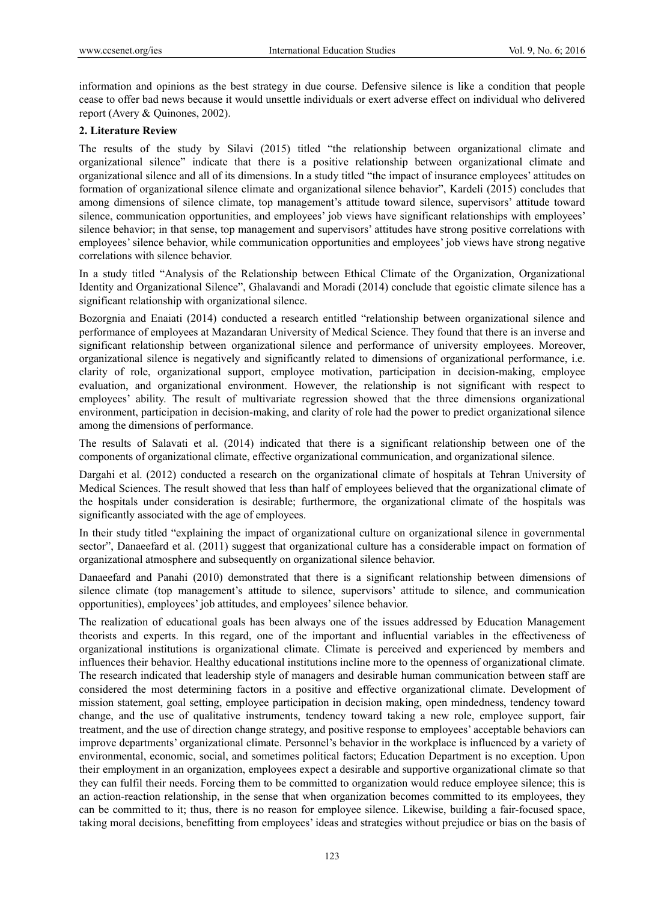information and opinions as the best strategy in due course. Defensive silence is like a condition that people cease to offer bad news because it would unsettle individuals or exert adverse effect on individual who delivered report (Avery & Quinones, 2002).

## 2. Literature Review

The results of the study by Silavi (2015) titled "the relationship between organizational climate and organizational silence" indicate that there is a positive relationship between organizational climate and organizational silence and all of its dimensions. In a study titled "the impact of insurance employees' attitudes on formation of organizational silence climate and organizational silence behavior", Kardeli (2015) concludes that among dimensions of silence climate, top management's attitude toward silence, supervisors' attitude toward silence, communication opportunities, and employees' job views have significant relationships with employees' silence behavior; in that sense, top management and supervisors' attitudes have strong positive correlations with employees' silence behavior, while communication opportunities and employees' job views have strong negative correlations with silence behavior.

In a study titled "Analysis of the Relationship between Ethical Climate of the Organization, Organizational Identity and Organizational Silence", Ghalavandi and Moradi (2014) conclude that egoistic climate silence has a significant relationship with organizational silence.

Bozorgnia and Enaiati (2014) conducted a research entitled "relationship between organizational silence and performance of employees at Mazandaran University of Medical Science. They found that there is an inverse and significant relationship between organizational silence and performance of university employees. Moreover, organizational silence is negatively and significantly related to dimensions of organizational performance, i.e. clarity of role, organizational support, employee motivation, participation in decision-making, employee evaluation, and organizational environment. However, the relationship is not significant with respect to employees' ability. The result of multivariate regression showed that the three dimensions organizational environment, participation in decision-making, and clarity of role had the power to predict organizational silence among the dimensions of performance.

The results of Salavati et al. (2014) indicated that there is a significant relationship between one of the components of organizational climate, effective organizational communication, and organizational silence.

Dargahi et al. (2012) conducted a research on the organizational climate of hospitals at Tehran University of Medical Sciences. The result showed that less than half of employees believed that the organizational climate of the hospitals under consideration is desirable; furthermore, the organizational climate of the hospitals was significantly associated with the age of employees.

In their study titled "explaining the impact of organizational culture on organizational silence in governmental sector", Danaeefard et al. (2011) suggest that organizational culture has a considerable impact on formation of organizational atmosphere and subsequently on organizational silence behavior.

Danaeefard and Panahi (2010) demonstrated that there is a significant relationship between dimensions of silence climate (top management's attitude to silence, supervisors' attitude to silence, and communication opportunities), employees' job attitudes, and employees' silence behavior.

The realization of educational goals has been always one of the issues addressed by Education Management theorists and experts. In this regard, one of the important and influential variables in the effectiveness of organizational institutions is organizational climate. Climate is perceived and experienced by members and influences their behavior. Healthy educational institutions incline more to the openness of organizational climate. The research indicated that leadership style of managers and desirable human communication between staff are considered the most determining factors in a positive and effective organizational climate. Development of mission statement, goal setting, employee participation in decision making, open mindedness, tendency toward change, and the use of qualitative instruments, tendency toward taking a new role, employee support, fair treatment, and the use of direction change strategy, and positive response to employees' acceptable behaviors can improve departments' organizational climate. Personnel's behavior in the workplace is influenced by a variety of environmental, economic, social, and sometimes political factors; Education Department is no exception. Upon their employment in an organization, employees expect a desirable and supportive organizational climate so that they can fulfil their needs. Forcing them to be committed to organization would reduce employee silence; this is an action-reaction relationship, in the sense that when organization becomes committed to its employees, they can be committed to it; thus, there is no reason for employee silence. Likewise, building a fair-focused space, taking moral decisions, benefitting from employees' ideas and strategies without prejudice or bias on the basis of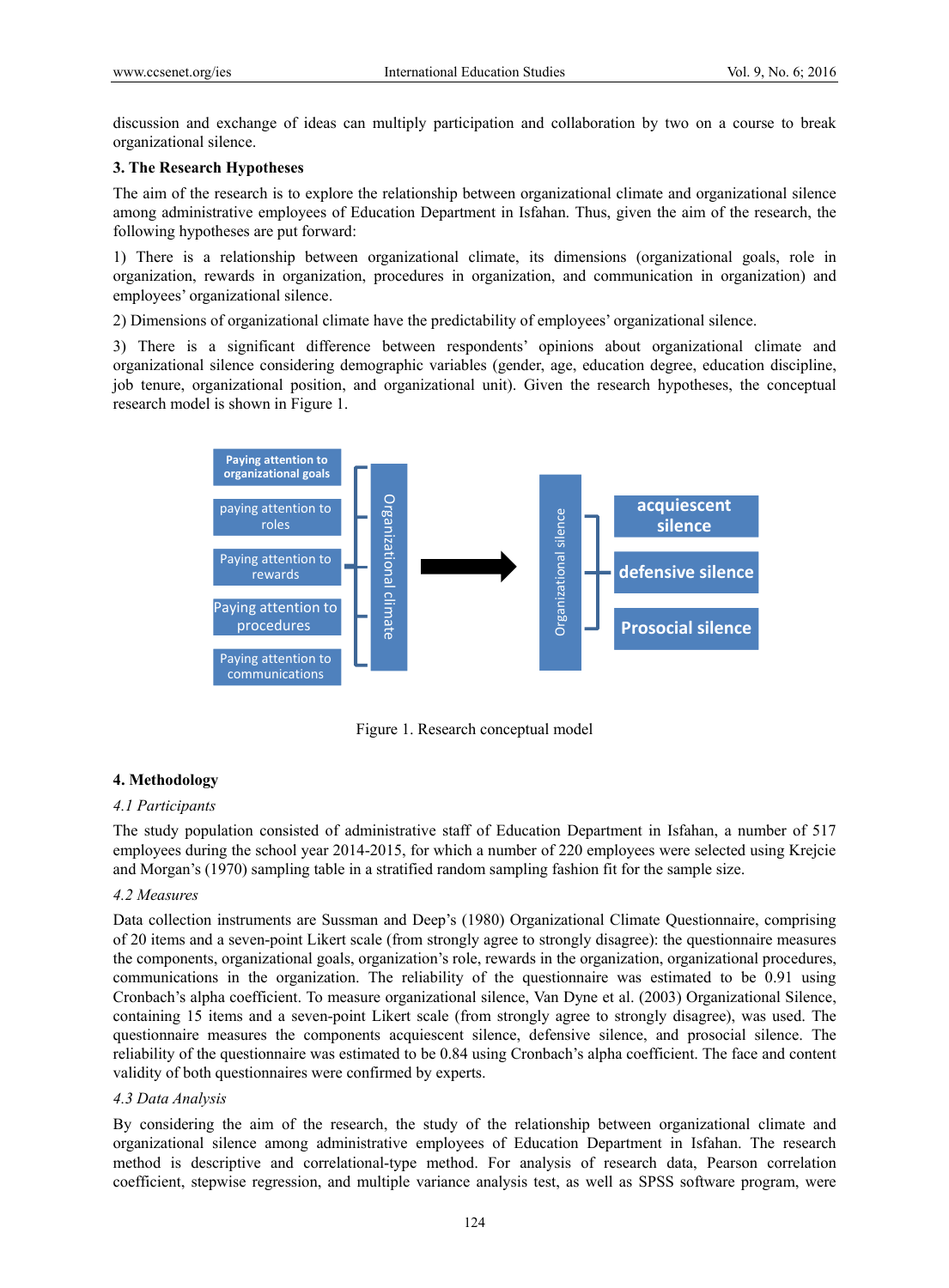discussion and exchange of ideas can multiply participation and collaboration by two on a course to break organizational silence.

## 3. The Research Hypotheses

The aim of the research is to explore the relationship between organizational climate and organizational silence among administrative employees of Education Department in Isfahan. Thus, given the aim of the research, the following hypotheses are put forward:

1) There is a relationship between organizational climate, its dimensions (organizational goals, role in organization, rewards in organization, procedures in organization, and communication in organization) and employees' organizational silence.

2) Dimensions of organizational climate have the predictability of employees' organizational silence.

3) There is a significant difference between respondents' opinions about organizational climate and organizational silence considering demographic variables (gender, age, education degree, education discipline, job tenure, organizational position, and organizational unit). Given the research hypotheses, the conceptual research model is shown in Figure 1.

Figure 1. Research conceptual model

## 4. Methodology

### *4.1 Participants*

The study population consisted of administrative staff of Education Department in Isfahan, a number of 517 employees during the school year 2014-2015, for which a number of 220 employees were selected using Krejcie and Morgan's (1970) sampling table in a stratified random sampling fashion fit for the sample size.

### *4.2 Measures*

Data collection instruments are Sussman and Deep's (1980) Organizational Climate Questionnaire, comprising of 20 items and a seven-point Likert scale (from strongly agree to strongly disagree): the questionnaire measures the components, organizational goals, organization's role, rewards in the organization, organizational procedures, communications in the organization. The reliability of the questionnaire was estimated to be 0.91 using Cronbach's alpha coefficient. To measure organizational silence, Van Dyne et al. (2003) Organizational Silence, containing 15 items and a seven-point Likert scale (from strongly agree to strongly disagree), was used. The questionnaire measures the components acquiescent silence, defensive silence, and prosocial silence. The reliability of the questionnaire was estimated to be 0.84 using Cronbach's alpha coefficient. The face and content validity of both questionnaires were confirmed by experts.

### *4.3 Data Analysis*

By considering the aim of the research, the study of the relationship between organizational climate and organizational silence among administrative employees of Education Department in Isfahan. The research method is descriptive and correlational-type method. For analysis of research data, Pearson correlation coefficient, stepwise regression, and multiple variance analysis test, as well as SPSS software program, were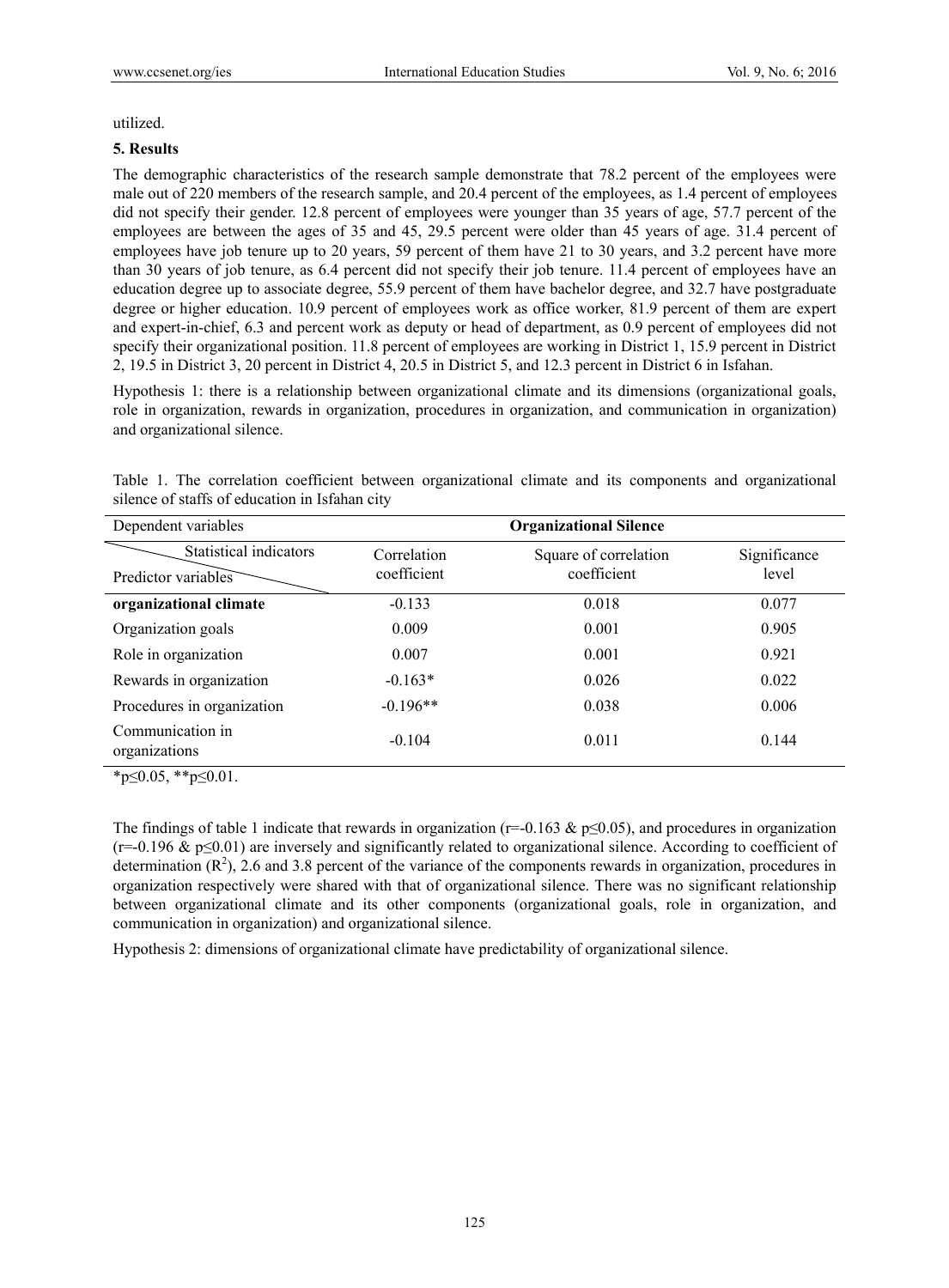utilized.

## 5. Results

The demographic characteristics of the research sample demonstrate that 78.2 percent of the employees were male out of 220 members of the research sample, and 20.4 percent of the employees, as 1.4 percent of employees did not specify their gender. 12.8 percent of employees were younger than 35 years of age, 57.7 percent of the employees are between the ages of 35 and 45, 29.5 percent were older than 45 years of age. 31.4 percent of employees have job tenure up to 20 years, 59 percent of them have 21 to 30 years, and 3.2 percent have more than 30 years of job tenure, as 6.4 percent did not specify their job tenure. 11.4 percent of employees have an education degree up to associate degree, 55.9 percent of them have bachelor degree, and 32.7 have postgraduate degree or higher education. 10.9 percent of employees work as office worker, 81.9 percent of them are expert and expert-in-chief, 6.3 and percent work as deputy or head of department, as 0.9 percent of employees did not specify their organizational position. 11.8 percent of employees are working in District 1, 15.9 percent in District 2, 19.5 in District 3, 20 percent in District 4, 20.5 in District 5, and 12.3 percent in District 6 in Isfahan.

Hypothesis 1: there is a relationship between organizational climate and its dimensions (organizational goals, role in organization, rewards in organization, procedures in organization, and communication in organization) and organizational silence.

Table 1. The correlation coefficient between organizational climate and its components and organizational silence of staffs of education in Isfahan city

| Dependent variables | Organizational Silence | | |
|---|---|---|---|
| Statistical indicators / Predictor variables | Correlation coefficient | Square of correlation coefficient | Significance level |
| **organizational climate** | -0.133 | 0.018 | 0.077 |
| Organization goals | 0.009 | 0.001 | 0.905 |
| Role in organization | 0.007 | 0.001 | 0.921 |
| Rewards in organization | -0.163* | 0.026 | 0.022 |
| Procedures in organization | -0.196** | 0.038 | 0.006 |
| Communication in organizations | -0.104 | 0.011 | 0.144 |

*$p \leq 0.05$, **$p \leq 0.01$.

The findings of table 1 indicate that rewards in organization ($r=-0.163$ & $p \leq 0.05$), and procedures in organization ($r=-0.196$ & $p \leq 0.01$) are inversely and significantly related to organizational silence. According to coefficient of determination ($R^2$), 2.6 and 3.8 percent of the variance of the components rewards in organization, procedures in organization respectively were shared with that of organizational silence. There was no significant relationship between organizational climate and its other components (organizational goals, role in organization, and communication in organization) and organizational silence.

Hypothesis 2: dimensions of organizational climate have predictability of organizational silence.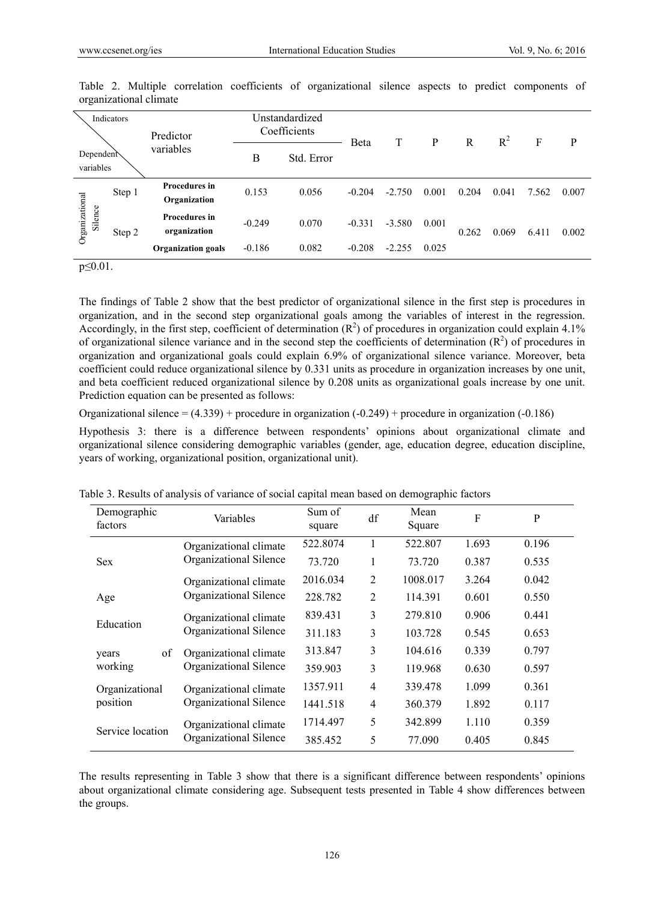Table 2. Multiple correlation coefficients of organizational silence aspects to predict components of organizational climate

| Dependent variables | | Predictor variables | Unstandardized Coefficients | | Beta | T | P | R | $R^2$ | F | P |
|---|---|---|---|---|---|---|---|---|---|---|---|
| | | | B | Std. Error | | | | | | | |
| Organizational Silence | Step 1 | **Procedures in Organization** | 0.153 | 0.056 | -0.204 | -2.750 | 0.001 | 0.204 | 0.041 | 7.562 | 0.007 |
| | Step 2 | **Procedures in organization** | -0.249 | 0.070 | -0.331 | -3.580 | 0.001 | 0.262 | 0.069 | 6.411 | 0.002 |
| | | **Organization goals** | -0.186 | 0.082 | -0.208 | -2.255 | 0.025 | | | | |

$p \leq 0.01$.

The findings of Table 2 show that the best predictor of organizational silence in the first step is procedures in organization, and in the second step organizational goals among the variables of interest in the regression. Accordingly, in the first step, coefficient of determination ($R^2$) of procedures in organization could explain 4.1% of organizational silence variance and in the second step the coefficients of determination ($R^2$) of procedures in organization and organizational goals could explain 6.9% of organizational silence variance. Moreover, beta coefficient could reduce organizational silence by 0.331 units as procedure in organization increases by one unit, and beta coefficient reduced organizational silence by 0.208 units as organizational goals increase by one unit. Prediction equation can be presented as follows:

Organizational silence = (4.339) + procedure in organization (-0.249) + procedure in organization (-0.186)

Hypothesis 3: there is a difference between respondents' opinions about organizational climate and organizational silence considering demographic variables (gender, age, education degree, education discipline, years of working, organizational position, organizational unit).

Table 3. Results of analysis of variance of social capital mean based on demographic factors

| Demographic factors | Variables | Sum of square | df | Mean Square | F | P |
|---|---|---|---|---|---|---|
| Sex | Organizational climate | 522.8074 | 1 | 522.807 | 1.693 | 0.196 |
| | Organizational Silence | 73.720 | 1 | 73.720 | 0.387 | 0.535 |
| Age | Organizational climate | 2016.034 | 2 | 1008.017 | 3.264 | 0.042 |
| | Organizational Silence | 228.782 | 2 | 114.391 | 0.601 | 0.550 |
| Education | Organizational climate | 839.431 | 3 | 279.810 | 0.906 | 0.441 |
| | Organizational Silence | 311.183 | 3 | 103.728 | 0.545 | 0.653 |
| years of working | Organizational climate | 313.847 | 3 | 104.616 | 0.339 | 0.797 |
| | Organizational Silence | 359.903 | 3 | 119.968 | 0.630 | 0.597 |
| Organizational position | Organizational climate | 1357.911 | 4 | 339.478 | 1.099 | 0.361 |
| | Organizational Silence | 1441.518 | 4 | 360.379 | 1.892 | 0.117 |
| Service location | Organizational climate | 1714.497 | 5 | 342.899 | 1.110 | 0.359 |
| | Organizational Silence | 385.452 | 5 | 77.090 | 0.405 | 0.845 |

The results representing in Table 3 show that there is a significant difference between respondents' opinions about organizational climate considering age. Subsequent tests presented in Table 4 show differences between the groups.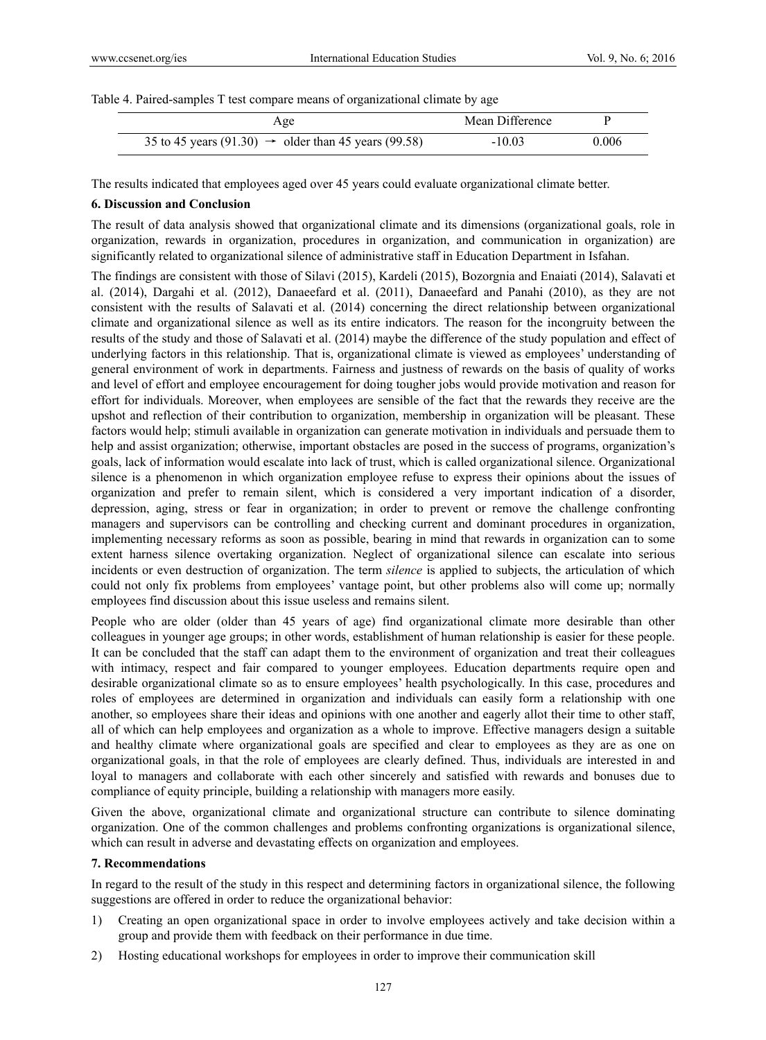Table 4. Paired-samples T test compare means of organizational climate by age

| Age | Mean Difference | P |
|---|---|---|
| 35 to 45 years (91.30) → older than 45 years (99.58) | -10.03 | 0.006 |

The results indicated that employees aged over 45 years could evaluate organizational climate better.

## 6. Discussion and Conclusion

The result of data analysis showed that organizational climate and its dimensions (organizational goals, role in organization, rewards in organization, procedures in organization, and communication in organization) are significantly related to organizational silence of administrative staff in Education Department in Isfahan.

The findings are consistent with those of Silavi (2015), Kardeli (2015), Bozorgnia and Enaiati (2014), Salavati et al. (2014), Dargahi et al. (2012), Danaeefard et al. (2011), Danaeefard and Panahi (2010), as they are not consistent with the results of Salavati et al. (2014) concerning the direct relationship between organizational climate and organizational silence as well as its entire indicators. The reason for the incongruity between the results of the study and those of Salavati et al. (2014) maybe the difference of the study population and effect of underlying factors in this relationship. That is, organizational climate is viewed as employees' understanding of general environment of work in departments. Fairness and justness of rewards on the basis of quality of works and level of effort and employee encouragement for doing tougher jobs would provide motivation and reason for effort for individuals. Moreover, when employees are sensible of the fact that the rewards they receive are the upshot and reflection of their contribution to organization, membership in organization will be pleasant. These factors would help; stimuli available in organization can generate motivation in individuals and persuade them to help and assist organization; otherwise, important obstacles are posed in the success of programs, organization's goals, lack of information would escalate into lack of trust, which is called organizational silence. Organizational silence is a phenomenon in which organization employee refuse to express their opinions about the issues of organization and prefer to remain silent, which is considered a very important indication of a disorder, depression, aging, stress or fear in organization; in order to prevent or remove the challenge confronting managers and supervisors can be controlling and checking current and dominant procedures in organization, implementing necessary reforms as soon as possible, bearing in mind that rewards in organization can to some extent harness silence overtaking organization. Neglect of organizational silence can escalate into serious incidents or even destruction of organization. The term *silence* is applied to subjects, the articulation of which could not only fix problems from employees' vantage point, but other problems also will come up; normally employees find discussion about this issue useless and remains silent.

People who are older (older than 45 years of age) find organizational climate more desirable than other colleagues in younger age groups; in other words, establishment of human relationship is easier for these people. It can be concluded that the staff can adapt them to the environment of organization and treat their colleagues with intimacy, respect and fair compared to younger employees. Education departments require open and desirable organizational climate so as to ensure employees' health psychologically. In this case, procedures and roles of employees are determined in organization and individuals can easily form a relationship with one another, so employees share their ideas and opinions with one another and eagerly allot their time to other staff, all of which can help employees and organization as a whole to improve. Effective managers design a suitable and healthy climate where organizational goals are specified and clear to employees as they are as one on organizational goals, in that the role of employees are clearly defined. Thus, individuals are interested in and loyal to managers and collaborate with each other sincerely and satisfied with rewards and bonuses due to compliance of equity principle, building a relationship with managers more easily.

Given the above, organizational climate and organizational structure can contribute to silence dominating organization. One of the common challenges and problems confronting organizations is organizational silence, which can result in adverse and devastating effects on organization and employees.

## 7. Recommendations

In regard to the result of the study in this respect and determining factors in organizational silence, the following suggestions are offered in order to reduce the organizational behavior:

1) Creating an open organizational space in order to involve employees actively and take decision within a group and provide them with feedback on their performance in due time.

2) Hosting educational workshops for employees in order to improve their communication skill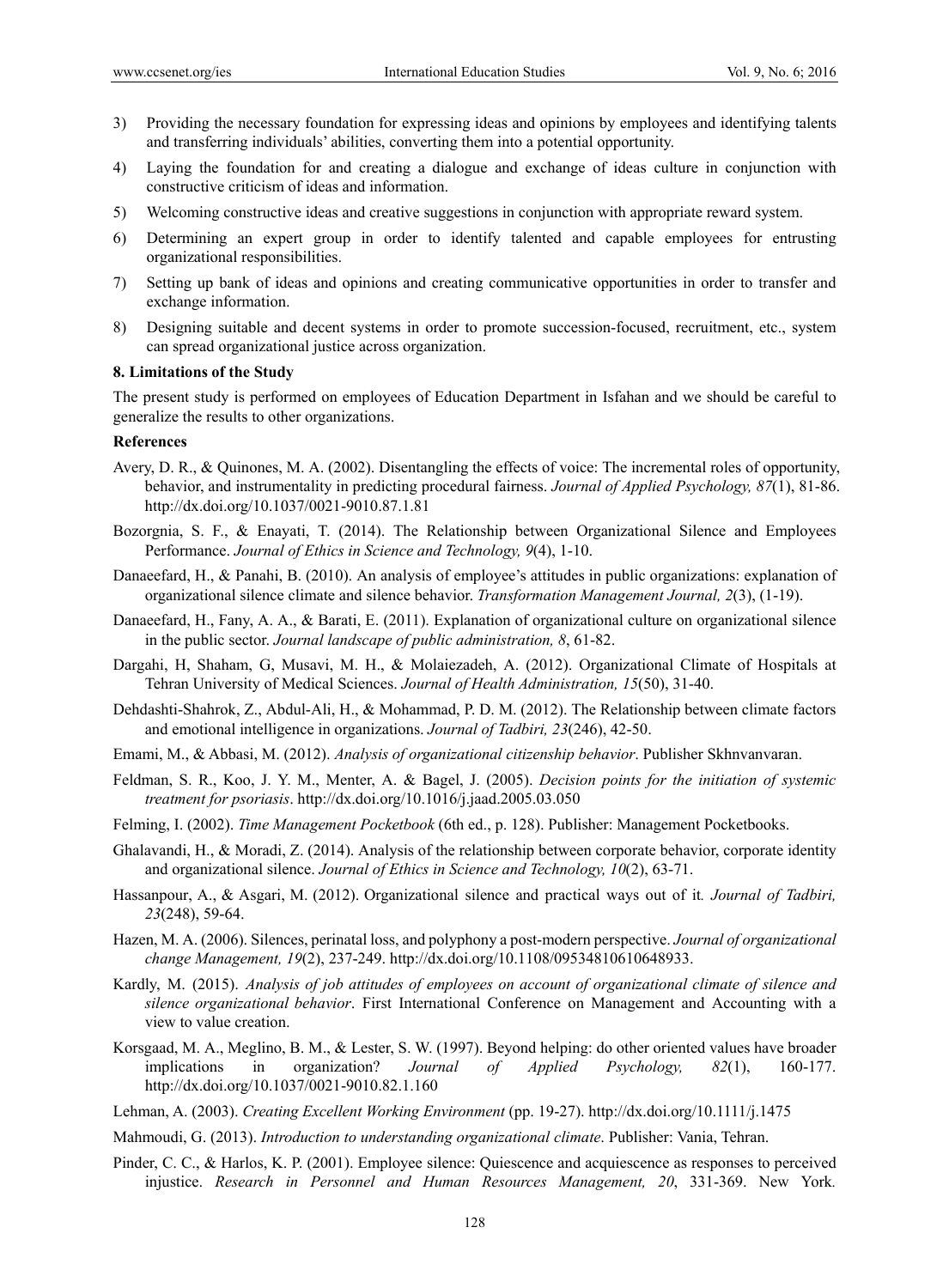3) Providing the necessary foundation for expressing ideas and opinions by employees and identifying talents and transferring individuals' abilities, converting them into a potential opportunity.
4) Laying the foundation for and creating a dialogue and exchange of ideas culture in conjunction with constructive criticism of ideas and information.
5) Welcoming constructive ideas and creative suggestions in conjunction with appropriate reward system.
6) Determining an expert group in order to identify talented and capable employees for entrusting organizational responsibilities.
7) Setting up bank of ideas and opinions and creating communicative opportunities in order to transfer and exchange information.
8) Designing suitable and decent systems in order to promote succession-focused, recruitment, etc., system can spread organizational justice across organization.

## 8. Limitations of the Study

The present study is performed on employees of Education Department in Isfahan and we should be careful to generalize the results to other organizations.

## References

Avery, D. R., & Quinones, M. A. (2002). Disentangling the effects of voice: The incremental roles of opportunity, behavior, and instrumentality in predicting procedural fairness. *Journal of Applied Psychology, 87*(1), 81-86. http://dx.doi.org/10.1037/0021-9010.87.1.81

Bozorgnia, S. F., & Enayati, T. (2014). The Relationship between Organizational Silence and Employees Performance. *Journal of Ethics in Science and Technology, 9*(4), 1-10.

Danaeefard, H., & Panahi, B. (2010). An analysis of employee's attitudes in public organizations: explanation of organizational silence climate and silence behavior. *Transformation Management Journal, 2*(3), (1-19).

Danaeefard, H., Fany, A. A., & Barati, E. (2011). Explanation of organizational culture on organizational silence in the public sector. *Journal landscape of public administration, 8*, 61-82.

Dargahi, H, Shaham, G, Musavi, M. H., & Molaiezadeh, A. (2012). Organizational Climate of Hospitals at Tehran University of Medical Sciences. *Journal of Health Administration, 15*(50), 31-40.

Dehdashti-Shahrok, Z., Abdul-Ali, H., & Mohammad, P. D. M. (2012). The Relationship between climate factors and emotional intelligence in organizations. *Journal of Tadbiri, 23*(246), 42-50.

Emami, M., & Abbasi, M. (2012). *Analysis of organizational citizenship behavior*. Publisher Skhnvanvaran.

Feldman, S. R., Koo, J. Y. M., Menter, A. & Bagel, J. (2005). *Decision points for the initiation of systemic treatment for psoriasis*. http://dx.doi.org/10.1016/j.jaad.2005.03.050

Felming, I. (2002). *Time Management Pocketbook* (6th ed., p. 128). Publisher: Management Pocketbooks.

Ghalavandi, H., & Moradi, Z. (2014). Analysis of the relationship between corporate behavior, corporate identity and organizational silence. *Journal of Ethics in Science and Technology, 10*(2), 63-71.

Hassanpour, A., & Asgari, M. (2012). Organizational silence and practical ways out of it*. Journal of Tadbiri, 23*(248), 59-64.

Hazen, M. A. (2006). Silences, perinatal loss, and polyphony a post-modern perspective. *Journal of organizational change Management, 19*(2), 237-249. http://dx.doi.org/10.1108/09534810610648933.

Kardly, M. (2015). *Analysis of job attitudes of employees on account of organizational climate of silence and silence organizational behavior*. First International Conference on Management and Accounting with a view to value creation.

Korsgaad, M. A., Meglino, B. M., & Lester, S. W. (1997). Beyond helping: do other oriented values have broader implications in organization? *Journal of Applied Psychology, 82*(1), 160-177. http://dx.doi.org/10.1037/0021-9010.82.1.160

Lehman, A. (2003). *Creating Excellent Working Environment* (pp. 19-27). http://dx.doi.org/10.1111/j.1475

Mahmoudi, G. (2013). *Introduction to understanding organizational climate*. Publisher: Vania, Tehran.

Pinder, C. C., & Harlos, K. P. (2001). Employee silence: Quiescence and acquiescence as responses to perceived injustice. *Research in Personnel and Human Resources Management, 20*, 331-369. New York.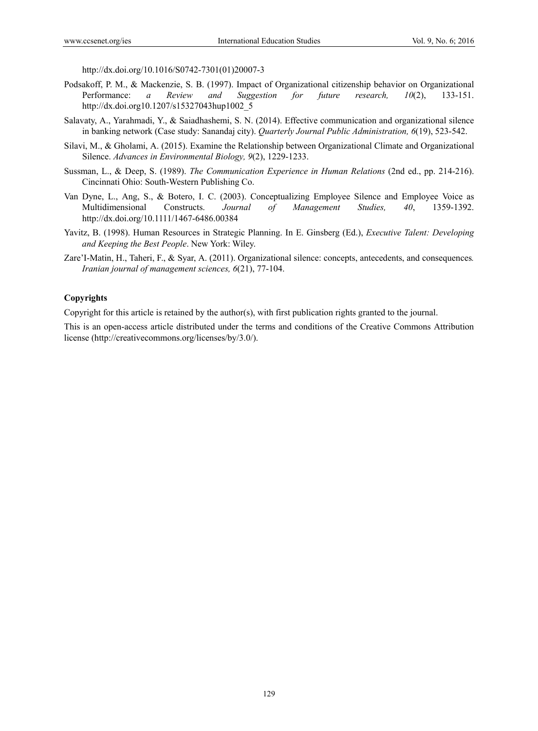http://dx.doi.org/10.1016/S0742-7301(01)20007-3

Podsakoff, P. M., & Mackenzie, S. B. (1997). Impact of Organizational citizenship behavior on Organizational Performance: *a Review and Suggestion for future research, 10*(2), 133-151. http://dx.doi.org10.1207/s15327043hup1002_5

Salavaty, A., Yarahmadi, Y., & Saiadhashemi, S. N. (2014). Effective communication and organizational silence in banking network (Case study: Sanandaj city). *Quarterly Journal Public Administration, 6*(19), 523-542.

Silavi, M., & Gholami, A. (2015). Examine the Relationship between Organizational Climate and Organizational Silence. *Advances in Environmental Biology, 9*(2), 1229-1233.

Sussman, L., & Deep, S. (1989). *The Communication Experience in Human Relations* (2nd ed., pp. 214-216). Cincinnati Ohio: South-Western Publishing Co.

Van Dyne, L., Ang, S., & Botero, I. C. (2003). Conceptualizing Employee Silence and Employee Voice as Multidimensional Constructs. *Journal of Management Studies, 40*, 1359-1392. http://dx.doi.org/10.1111/1467-6486.00384

Yavitz, B. (1998). Human Resources in Strategic Planning. In E. Ginsberg (Ed.), *Executive Talent: Developing and Keeping the Best People*. New York: Wiley.

Zare'I-Matin, H., Taheri, F., & Syar, A. (2011). Organizational silence: concepts, antecedents, and consequences. *Iranian journal of management sciences, 6*(21), 77-104.

### Copyrights

Copyright for this article is retained by the author(s), with first publication rights granted to the journal.

This is an open-access article distributed under the terms and conditions of the Creative Commons Attribution license (http://creativecommons.org/licenses/by/3.0/).